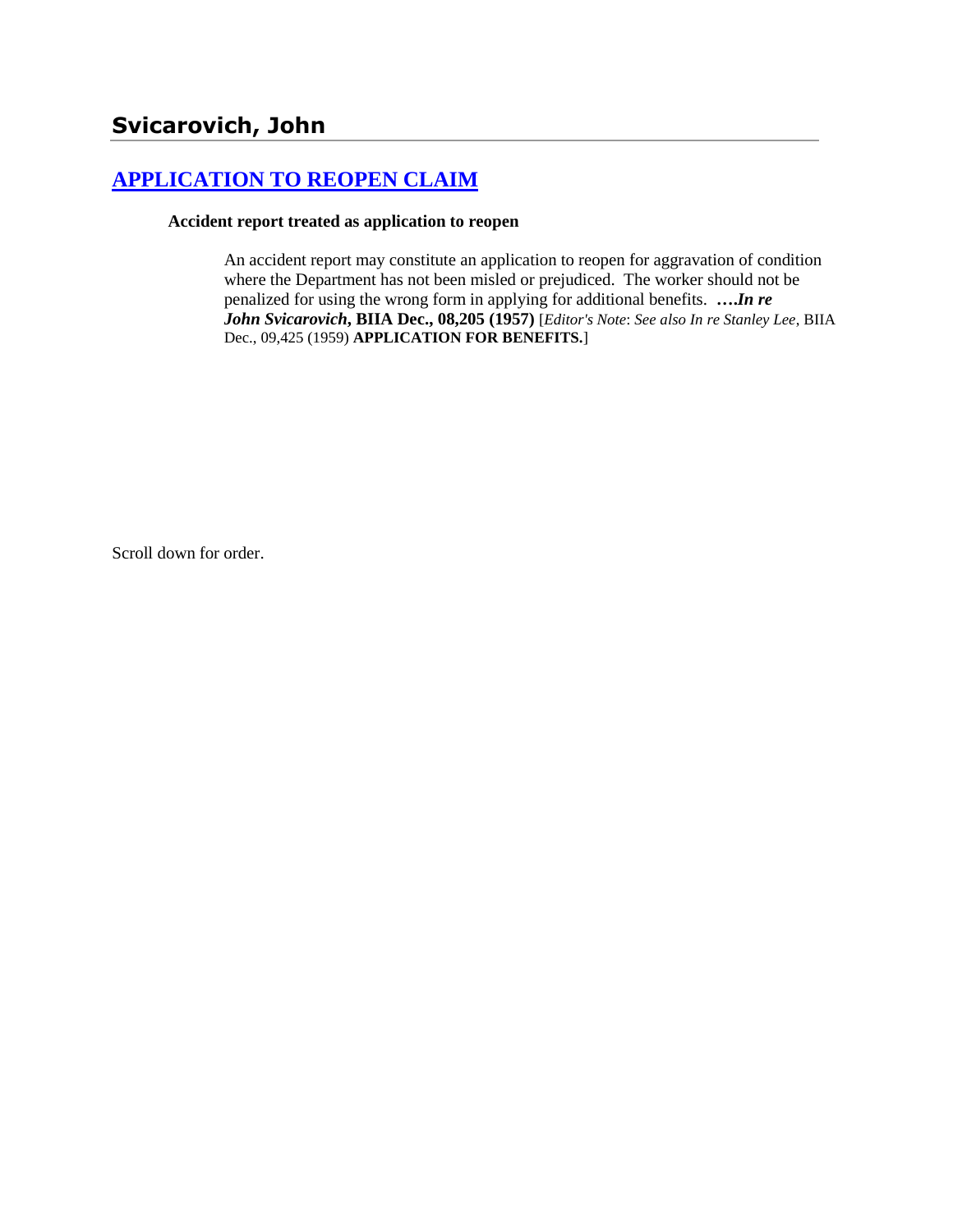# Svicarovich, John

## APPLICATION TO REOPEN CLAIM

**Accident report treated as application to reopen**

An accident report may constitute an application to reopen for aggravation of condition where the Department has not been misled or prejudiced. The worker should not be penalized for using the wrong form in applying for additional benefits. ***….In re John Svicarovich*, BIIA Dec., 08,205 (1957)** [*Editor's Note*: *See also In re Stanley Lee*, BIIA Dec., 09,425 (1959) **APPLICATION FOR BENEFITS.**]

Scroll down for order.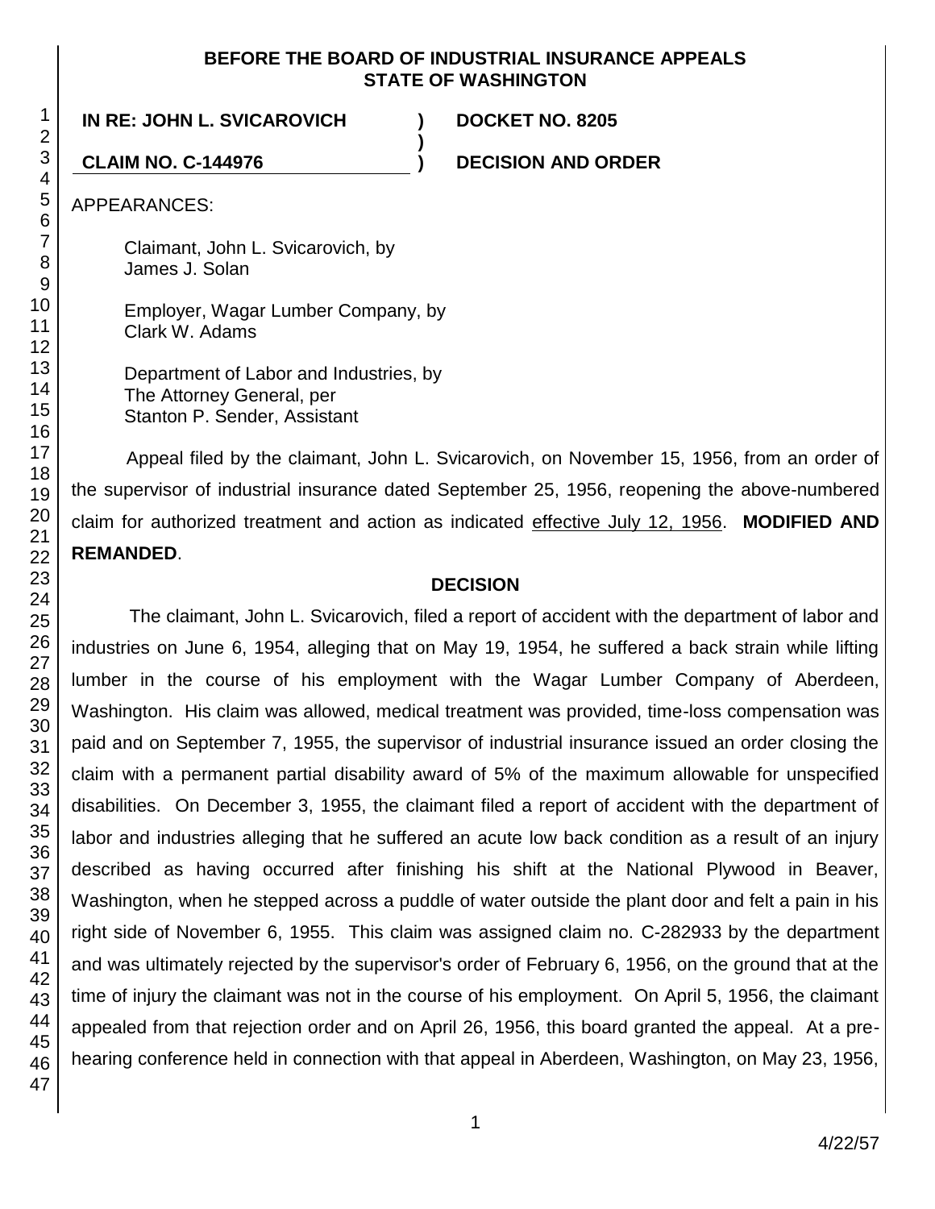**BEFORE THE BOARD OF INDUSTRIAL INSURANCE APPEALS**
**STATE OF WASHINGTON**

**IN RE: JOHN L. SVICAROVICH** ) **DOCKET NO. 8205**
)
**CLAIM NO. C-144976** ) **DECISION AND ORDER**

APPEARANCES:

Claimant, John L. Svicarovich, by
James J. Solan

Employer, Wagar Lumber Company, by
Clark W. Adams

Department of Labor and Industries, by
The Attorney General, per
Stanton P. Sender, Assistant

Appeal filed by the claimant, John L. Svicarovich, on November 15, 1956, from an order of the supervisor of industrial insurance dated September 25, 1956, reopening the above-numbered claim for authorized treatment and action as indicated effective July 12, 1956. **MODIFIED AND REMANDED**.

## DECISION

The claimant, John L. Svicarovich, filed a report of accident with the department of labor and industries on June 6, 1954, alleging that on May 19, 1954, he suffered a back strain while lifting lumber in the course of his employment with the Wagar Lumber Company of Aberdeen, Washington. His claim was allowed, medical treatment was provided, time-loss compensation was paid and on September 7, 1955, the supervisor of industrial insurance issued an order closing the claim with a permanent partial disability award of 5% of the maximum allowable for unspecified disabilities. On December 3, 1955, the claimant filed a report of accident with the department of labor and industries alleging that he suffered an acute low back condition as a result of an injury described as having occurred after finishing his shift at the National Plywood in Beaver, Washington, when he stepped across a puddle of water outside the plant door and felt a pain in his right side of November 6, 1955. This claim was assigned claim no. C-282933 by the department and was ultimately rejected by the supervisor's order of February 6, 1956, on the ground that at the time of injury the claimant was not in the course of his employment. On April 5, 1956, the claimant appealed from that rejection order and on April 26, 1956, this board granted the appeal. At a pre-hearing conference held in connection with that appeal in Aberdeen, Washington, on May 23, 1956,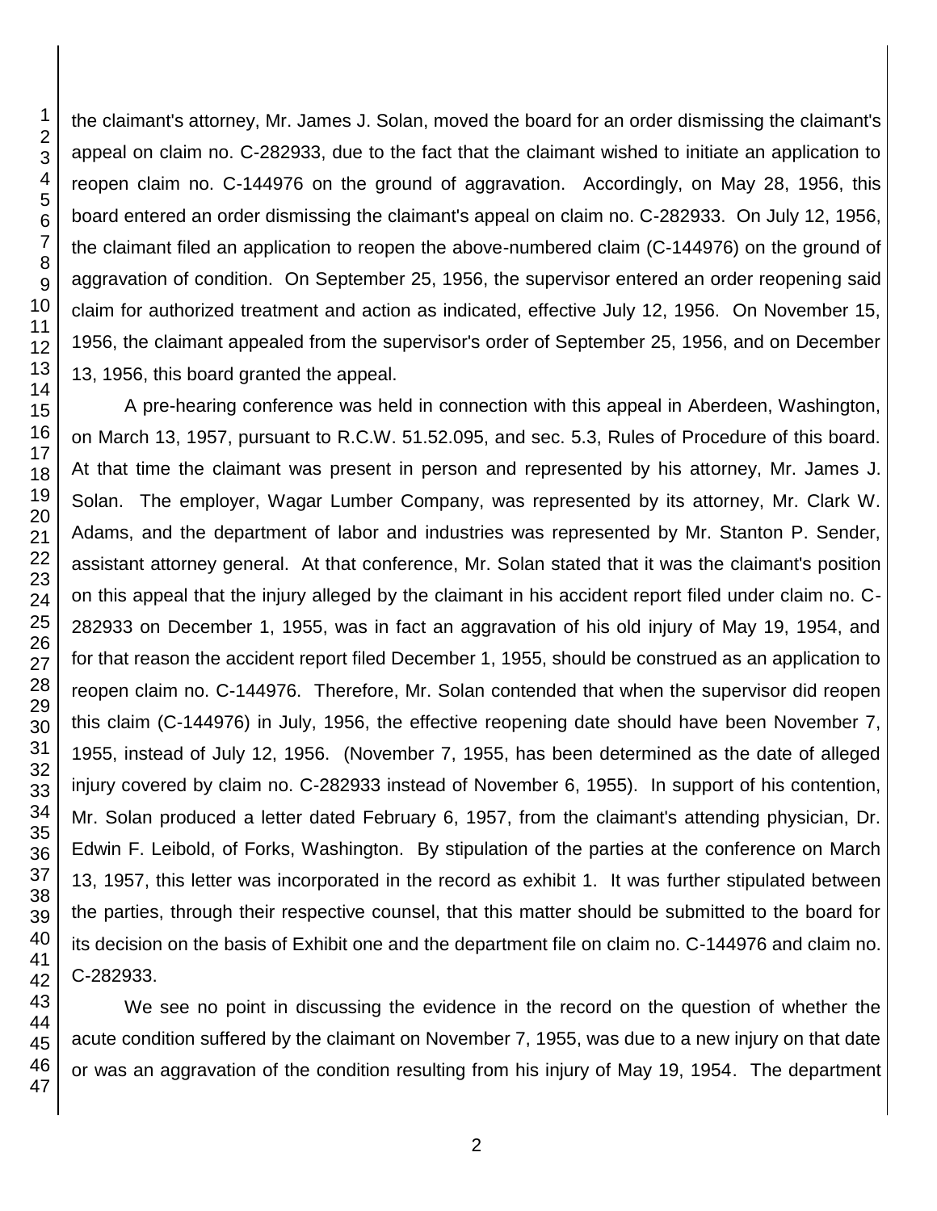the claimant's attorney, Mr. James J. Solan, moved the board for an order dismissing the claimant's appeal on claim no. C-282933, due to the fact that the claimant wished to initiate an application to reopen claim no. C-144976 on the ground of aggravation. Accordingly, on May 28, 1956, this board entered an order dismissing the claimant's appeal on claim no. C-282933. On July 12, 1956, the claimant filed an application to reopen the above-numbered claim (C-144976) on the ground of aggravation of condition. On September 25, 1956, the supervisor entered an order reopening said claim for authorized treatment and action as indicated, effective July 12, 1956. On November 15, 1956, the claimant appealed from the supervisor's order of September 25, 1956, and on December 13, 1956, this board granted the appeal.

A pre-hearing conference was held in connection with this appeal in Aberdeen, Washington, on March 13, 1957, pursuant to R.C.W. 51.52.095, and sec. 5.3, Rules of Procedure of this board. At that time the claimant was present in person and represented by his attorney, Mr. James J. Solan. The employer, Wagar Lumber Company, was represented by its attorney, Mr. Clark W. Adams, and the department of labor and industries was represented by Mr. Stanton P. Sender, assistant attorney general. At that conference, Mr. Solan stated that it was the claimant's position on this appeal that the injury alleged by the claimant in his accident report filed under claim no. C-282933 on December 1, 1955, was in fact an aggravation of his old injury of May 19, 1954, and for that reason the accident report filed December 1, 1955, should be construed as an application to reopen claim no. C-144976. Therefore, Mr. Solan contended that when the supervisor did reopen this claim (C-144976) in July, 1956, the effective reopening date should have been November 7, 1955, instead of July 12, 1956. (November 7, 1955, has been determined as the date of alleged injury covered by claim no. C-282933 instead of November 6, 1955). In support of his contention, Mr. Solan produced a letter dated February 6, 1957, from the claimant's attending physician, Dr. Edwin F. Leibold, of Forks, Washington. By stipulation of the parties at the conference on March 13, 1957, this letter was incorporated in the record as exhibit 1. It was further stipulated between the parties, through their respective counsel, that this matter should be submitted to the board for its decision on the basis of Exhibit one and the department file on claim no. C-144976 and claim no. C-282933.

We see no point in discussing the evidence in the record on the question of whether the acute condition suffered by the claimant on November 7, 1955, was due to a new injury on that date or was an aggravation of the condition resulting from his injury of May 19, 1954. The department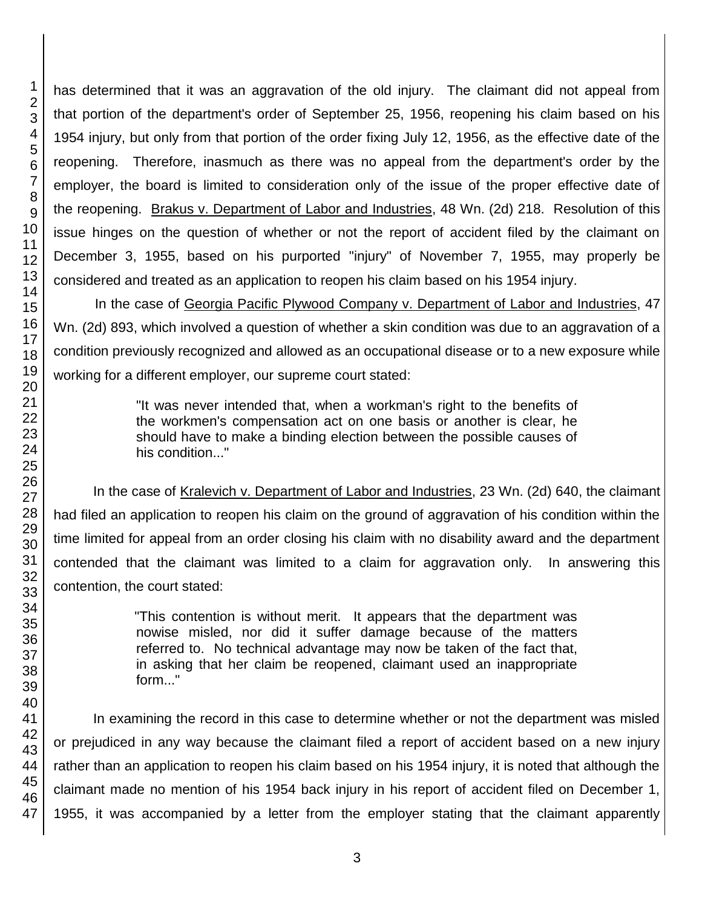has determined that it was an aggravation of the old injury. The claimant did not appeal from that portion of the department's order of September 25, 1956, reopening his claim based on his 1954 injury, but only from that portion of the order fixing July 12, 1956, as the effective date of the reopening. Therefore, inasmuch as there was no appeal from the department's order by the employer, the board is limited to consideration only of the issue of the proper effective date of the reopening. Brakus v. Department of Labor and Industries, 48 Wn. (2d) 218. Resolution of this issue hinges on the question of whether or not the report of accident filed by the claimant on December 3, 1955, based on his purported "injury" of November 7, 1955, may properly be considered and treated as an application to reopen his claim based on his 1954 injury.

In the case of Georgia Pacific Plywood Company v. Department of Labor and Industries, 47 Wn. (2d) 893, which involved a question of whether a skin condition was due to an aggravation of a condition previously recognized and allowed as an occupational disease or to a new exposure while working for a different employer, our supreme court stated:

> "It was never intended that, when a workman's right to the benefits of the workmen's compensation act on one basis or another is clear, he should have to make a binding election between the possible causes of his condition..."

In the case of Kralevich v. Department of Labor and Industries, 23 Wn. (2d) 640, the claimant had filed an application to reopen his claim on the ground of aggravation of his condition within the time limited for appeal from an order closing his claim with no disability award and the department contended that the claimant was limited to a claim for aggravation only. In answering this contention, the court stated:

> "This contention is without merit. It appears that the department was nowise misled, nor did it suffer damage because of the matters referred to. No technical advantage may now be taken of the fact that, in asking that her claim be reopened, claimant used an inappropriate form..."

In examining the record in this case to determine whether or not the department was misled or prejudiced in any way because the claimant filed a report of accident based on a new injury rather than an application to reopen his claim based on his 1954 injury, it is noted that although the claimant made no mention of his 1954 back injury in his report of accident filed on December 1, 1955, it was accompanied by a letter from the employer stating that the claimant apparently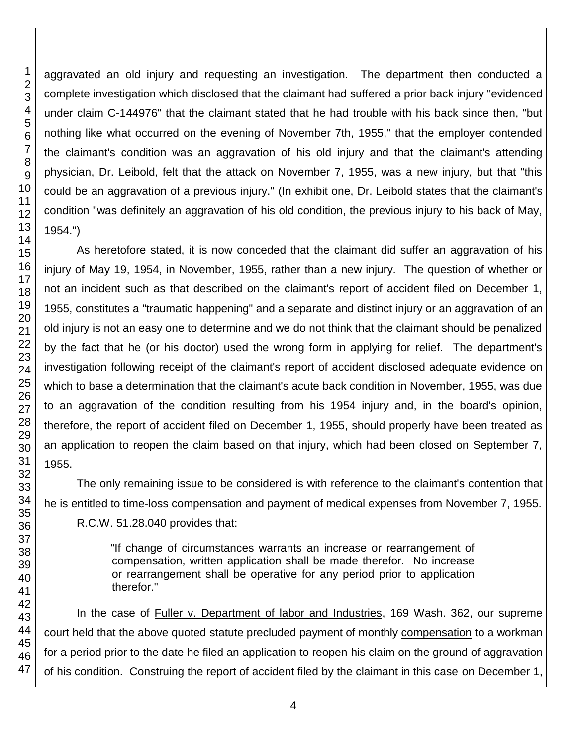aggravated an old injury and requesting an investigation. The department then conducted a complete investigation which disclosed that the claimant had suffered a prior back injury "evidenced under claim C-144976" that the claimant stated that he had trouble with his back since then, "but nothing like what occurred on the evening of November 7th, 1955," that the employer contended the claimant's condition was an aggravation of his old injury and that the claimant's attending physician, Dr. Leibold, felt that the attack on November 7, 1955, was a new injury, but that "this could be an aggravation of a previous injury." (In exhibit one, Dr. Leibold states that the claimant's condition "was definitely an aggravation of his old condition, the previous injury to his back of May, 1954.")

As heretofore stated, it is now conceded that the claimant did suffer an aggravation of his injury of May 19, 1954, in November, 1955, rather than a new injury. The question of whether or not an incident such as that described on the claimant's report of accident filed on December 1, 1955, constitutes a "traumatic happening" and a separate and distinct injury or an aggravation of an old injury is not an easy one to determine and we do not think that the claimant should be penalized by the fact that he (or his doctor) used the wrong form in applying for relief. The department's investigation following receipt of the claimant's report of accident disclosed adequate evidence on which to base a determination that the claimant's acute back condition in November, 1955, was due to an aggravation of the condition resulting from his 1954 injury and, in the board's opinion, therefore, the report of accident filed on December 1, 1955, should properly have been treated as an application to reopen the claim based on that injury, which had been closed on September 7, 1955.

The only remaining issue to be considered is with reference to the claimant's contention that he is entitled to time-loss compensation and payment of medical expenses from November 7, 1955.

R.C.W. 51.28.040 provides that:

> "If change of circumstances warrants an increase or rearrangement of compensation, written application shall be made therefor. No increase or rearrangement shall be operative for any period prior to application therefor."

In the case of Fuller v. Department of labor and Industries, 169 Wash. 362, our supreme court held that the above quoted statute precluded payment of monthly compensation to a workman for a period prior to the date he filed an application to reopen his claim on the ground of aggravation of his condition. Construing the report of accident filed by the claimant in this case on December 1,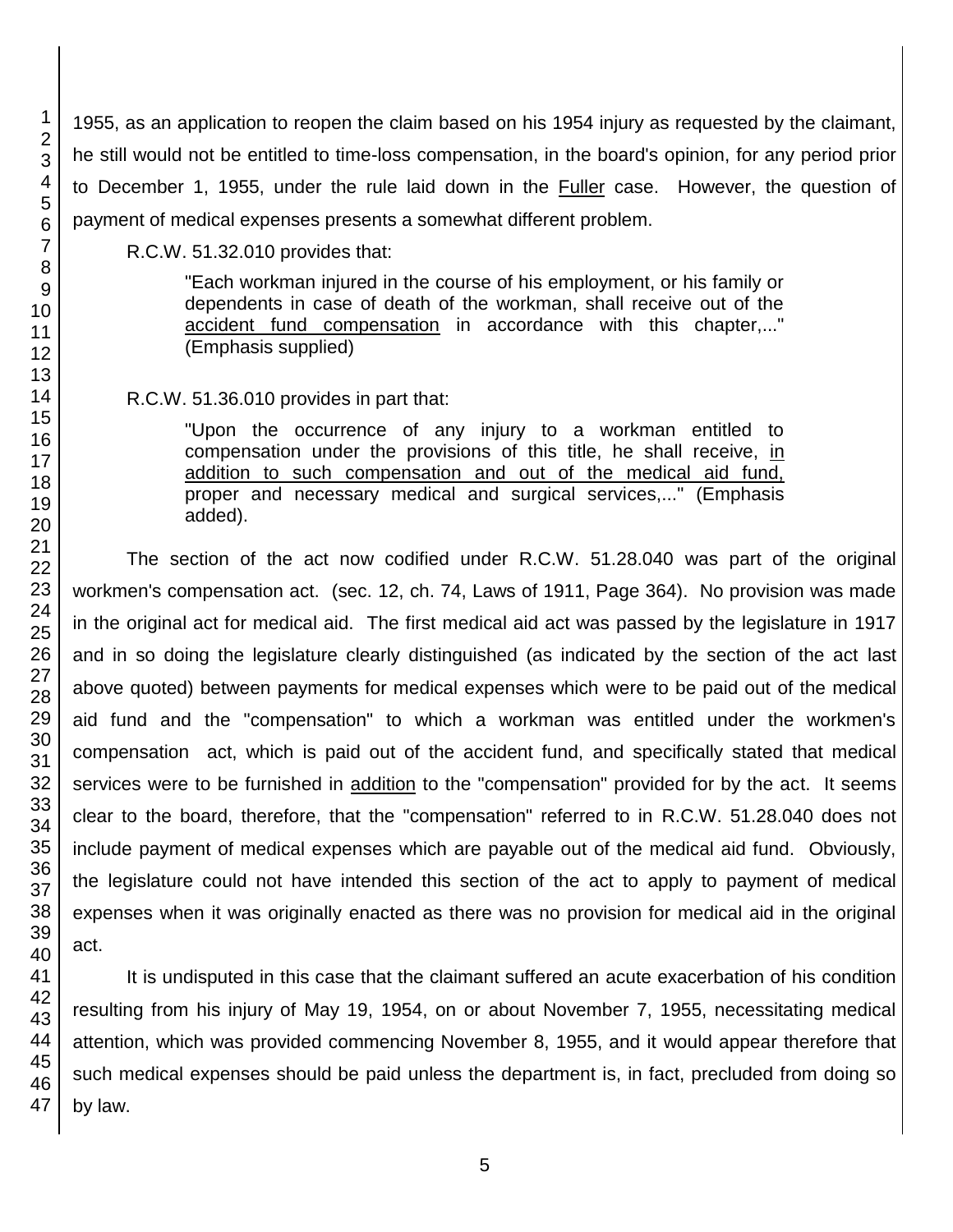1955, as an application to reopen the claim based on his 1954 injury as requested by the claimant, he still would not be entitled to time-loss compensation, in the board's opinion, for any period prior to December 1, 1955, under the rule laid down in the Fuller case. However, the question of payment of medical expenses presents a somewhat different problem.

R.C.W. 51.32.010 provides that:

> "Each workman injured in the course of his employment, or his family or dependents in case of death of the workman, shall receive out of the accident fund compensation in accordance with this chapter,..." (Emphasis supplied)

R.C.W. 51.36.010 provides in part that:

> "Upon the occurrence of any injury to a workman entitled to compensation under the provisions of this title, he shall receive, in addition to such compensation and out of the medical aid fund, proper and necessary medical and surgical services,..." (Emphasis added).

The section of the act now codified under R.C.W. 51.28.040 was part of the original workmen's compensation act. (sec. 12, ch. 74, Laws of 1911, Page 364). No provision was made in the original act for medical aid. The first medical aid act was passed by the legislature in 1917 and in so doing the legislature clearly distinguished (as indicated by the section of the act last above quoted) between payments for medical expenses which were to be paid out of the medical aid fund and the "compensation" to which a workman was entitled under the workmen's compensation act, which is paid out of the accident fund, and specifically stated that medical services were to be furnished in addition to the "compensation" provided for by the act. It seems clear to the board, therefore, that the "compensation" referred to in R.C.W. 51.28.040 does not include payment of medical expenses which are payable out of the medical aid fund. Obviously, the legislature could not have intended this section of the act to apply to payment of medical expenses when it was originally enacted as there was no provision for medical aid in the original act.

It is undisputed in this case that the claimant suffered an acute exacerbation of his condition resulting from his injury of May 19, 1954, on or about November 7, 1955, necessitating medical attention, which was provided commencing November 8, 1955, and it would appear therefore that such medical expenses should be paid unless the department is, in fact, precluded from doing so by law.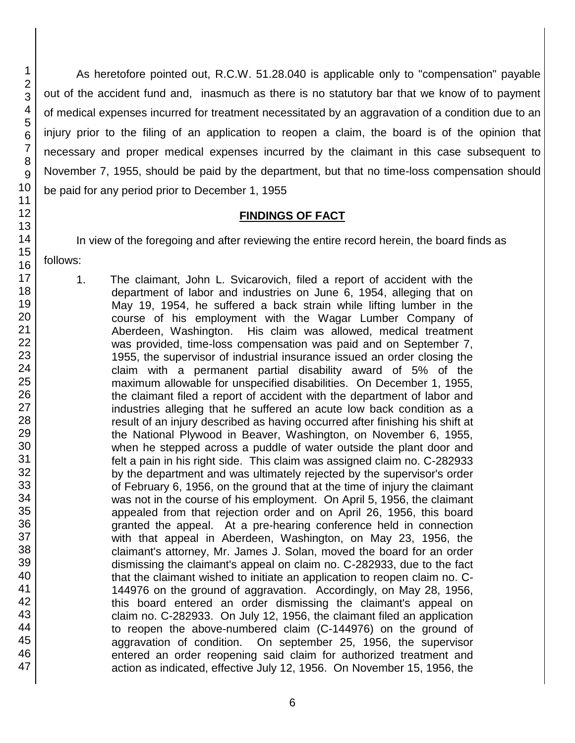As heretofore pointed out, R.C.W. 51.28.040 is applicable only to "compensation" payable out of the accident fund and, inasmuch as there is no statutory bar that we know of to payment of medical expenses incurred for treatment necessitated by an aggravation of a condition due to an injury prior to the filing of an application to reopen a claim, the board is of the opinion that necessary and proper medical expenses incurred by the claimant in this case subsequent to November 7, 1955, should be paid by the department, but that no time-loss compensation should be paid for any period prior to December 1, 1955

## FINDINGS OF FACT

In view of the foregoing and after reviewing the entire record herein, the board finds as follows:

1. The claimant, John L. Svicarovich, filed a report of accident with the department of labor and industries on June 6, 1954, alleging that on May 19, 1954, he suffered a back strain while lifting lumber in the course of his employment with the Wagar Lumber Company of Aberdeen, Washington. His claim was allowed, medical treatment was provided, time-loss compensation was paid and on September 7, 1955, the supervisor of industrial insurance issued an order closing the claim with a permanent partial disability award of 5% of the maximum allowable for unspecified disabilities. On December 1, 1955, the claimant filed a report of accident with the department of labor and industries alleging that he suffered an acute low back condition as a result of an injury described as having occurred after finishing his shift at the National Plywood in Beaver, Washington, on November 6, 1955, when he stepped across a puddle of water outside the plant door and felt a pain in his right side. This claim was assigned claim no. C-282933 by the department and was ultimately rejected by the supervisor's order of February 6, 1956, on the ground that at the time of injury the claimant was not in the course of his employment. On April 5, 1956, the claimant appealed from that rejection order and on April 26, 1956, this board granted the appeal. At a pre-hearing conference held in connection with that appeal in Aberdeen, Washington, on May 23, 1956, the claimant's attorney, Mr. James J. Solan, moved the board for an order dismissing the claimant's appeal on claim no. C-282933, due to the fact that the claimant wished to initiate an application to reopen claim no. C-144976 on the ground of aggravation. Accordingly, on May 28, 1956, this board entered an order dismissing the claimant's appeal on claim no. C-282933. On July 12, 1956, the claimant filed an application to reopen the above-numbered claim (C-144976) on the ground of aggravation of condition. On september 25, 1956, the supervisor entered an order reopening said claim for authorized treatment and action as indicated, effective July 12, 1956. On November 15, 1956, the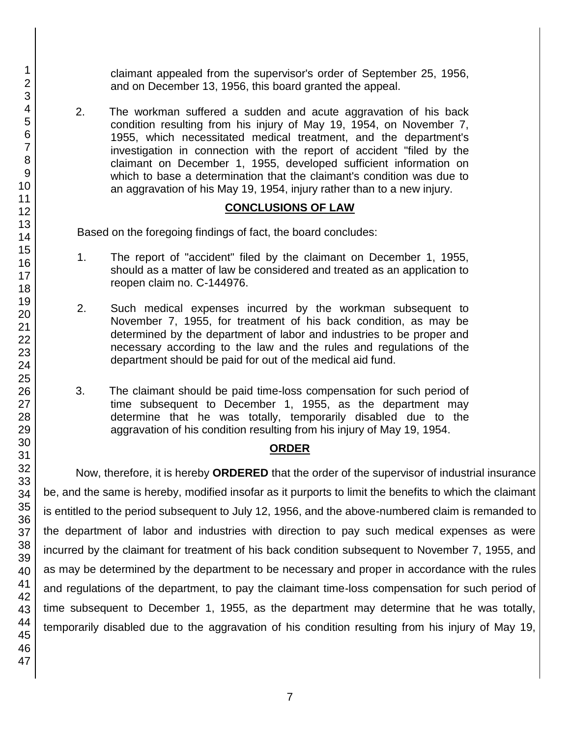claimant appealed from the supervisor's order of September 25, 1956, and on December 13, 1956, this board granted the appeal.

2. The workman suffered a sudden and acute aggravation of his back condition resulting from his injury of May 19, 1954, on November 7, 1955, which necessitated medical treatment, and the department's investigation in connection with the report of accident "filed by the claimant on December 1, 1955, developed sufficient information on which to base a determination that the claimant's condition was due to an aggravation of his May 19, 1954, injury rather than to a new injury.

## CONCLUSIONS OF LAW

Based on the foregoing findings of fact, the board concludes:

1. The report of "accident" filed by the claimant on December 1, 1955, should as a matter of law be considered and treated as an application to reopen claim no. C-144976.

2. Such medical expenses incurred by the workman subsequent to November 7, 1955, for treatment of his back condition, as may be determined by the department of labor and industries to be proper and necessary according to the law and the rules and regulations of the department should be paid for out of the medical aid fund.

3. The claimant should be paid time-loss compensation for such period of time subsequent to December 1, 1955, as the department may determine that he was totally, temporarily disabled due to the aggravation of his condition resulting from his injury of May 19, 1954.

## ORDER

Now, therefore, it is hereby **ORDERED** that the order of the supervisor of industrial insurance be, and the same is hereby, modified insofar as it purports to limit the benefits to which the claimant is entitled to the period subsequent to July 12, 1956, and the above-numbered claim is remanded to the department of labor and industries with direction to pay such medical expenses as were incurred by the claimant for treatment of his back condition subsequent to November 7, 1955, and as may be determined by the department to be necessary and proper in accordance with the rules and regulations of the department, to pay the claimant time-loss compensation for such period of time subsequent to December 1, 1955, as the department may determine that he was totally, temporarily disabled due to the aggravation of his condition resulting from his injury of May 19,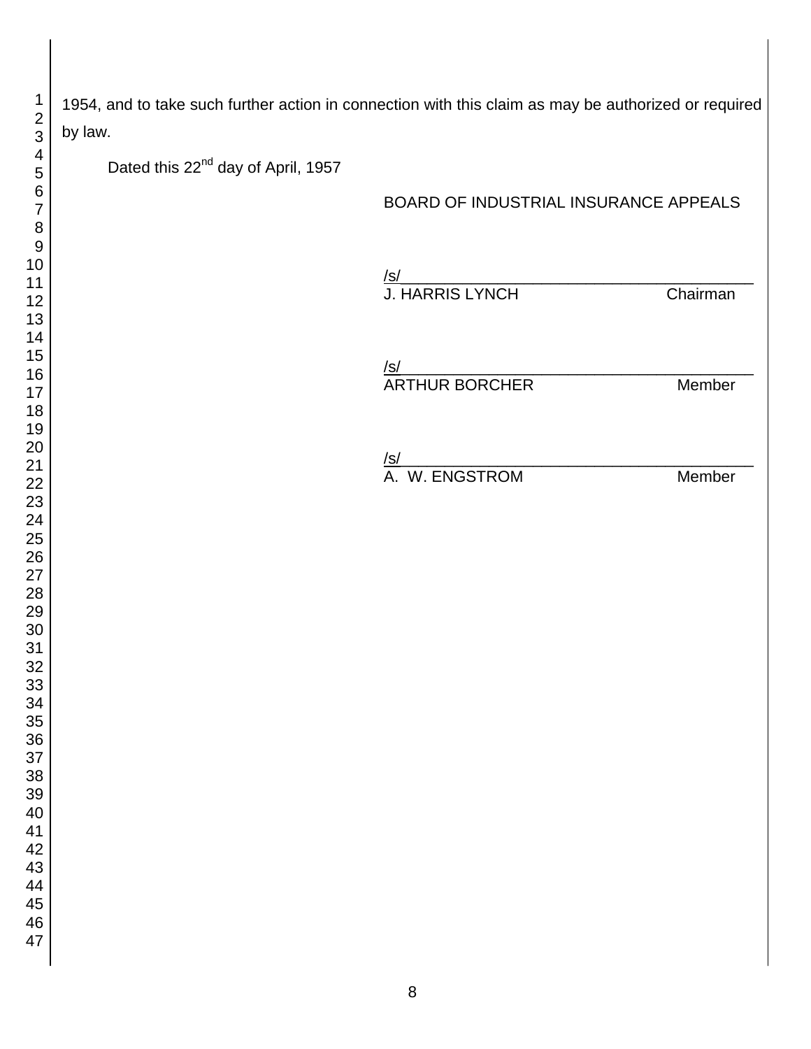1954, and to take such further action in connection with this claim as may be authorized or required by law.

Dated this 22nd day of April, 1957

BOARD OF INDUSTRIAL INSURANCE APPEALS

/s/
J. HARRIS LYNCH Chairman

/s/
ARTHUR BORCHER Member

/s/
A. W. ENGSTROM Member